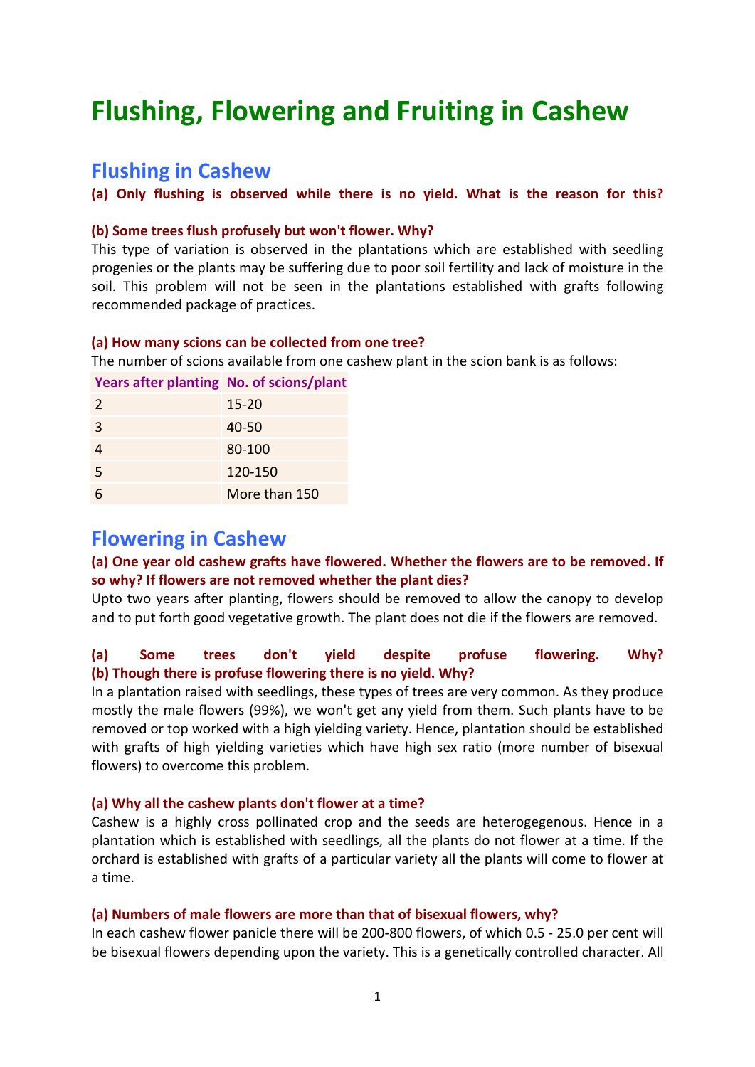# Flushing, Flowering and Fruiting in Cashew

## Flushing in Cashew

**(a) Only flushing is observed while there is no yield. What is the reason for this?**

**(b) Some trees flush profusely but won't flower. Why?**

This type of variation is observed in the plantations which are established with seedling progenies or the plants may be suffering due to poor soil fertility and lack of moisture in the soil. This problem will not be seen in the plantations established with grafts following recommended package of practices.

**(a) How many scions can be collected from one tree?**

The number of scions available from one cashew plant in the scion bank is as follows:

| Years after planting | No. of scions/plant |
|---|---|
| 2 | 15-20 |
| 3 | 40-50 |
| 4 | 80-100 |
| 5 | 120-150 |
| 6 | More than 150 |

## Flowering in Cashew

**(a) One year old cashew grafts have flowered. Whether the flowers are to be removed. If so why? If flowers are not removed whether the plant dies?**

Upto two years after planting, flowers should be removed to allow the canopy to develop and to put forth good vegetative growth. The plant does not die if the flowers are removed.

**(a) Some trees don't yield despite profuse flowering. Why?**
**(b) Though there is profuse flowering there is no yield. Why?**

In a plantation raised with seedlings, these types of trees are very common. As they produce mostly the male flowers (99%), we won't get any yield from them. Such plants have to be removed or top worked with a high yielding variety. Hence, plantation should be established with grafts of high yielding varieties which have high sex ratio (more number of bisexual flowers) to overcome this problem.

**(a) Why all the cashew plants don't flower at a time?**

Cashew is a highly cross pollinated crop and the seeds are heterogegenous. Hence in a plantation which is established with seedlings, all the plants do not flower at a time. If the orchard is established with grafts of a particular variety all the plants will come to flower at a time.

**(a) Numbers of male flowers are more than that of bisexual flowers, why?**

In each cashew flower panicle there will be 200-800 flowers, of which 0.5 - 25.0 per cent will be bisexual flowers depending upon the variety. This is a genetically controlled character. All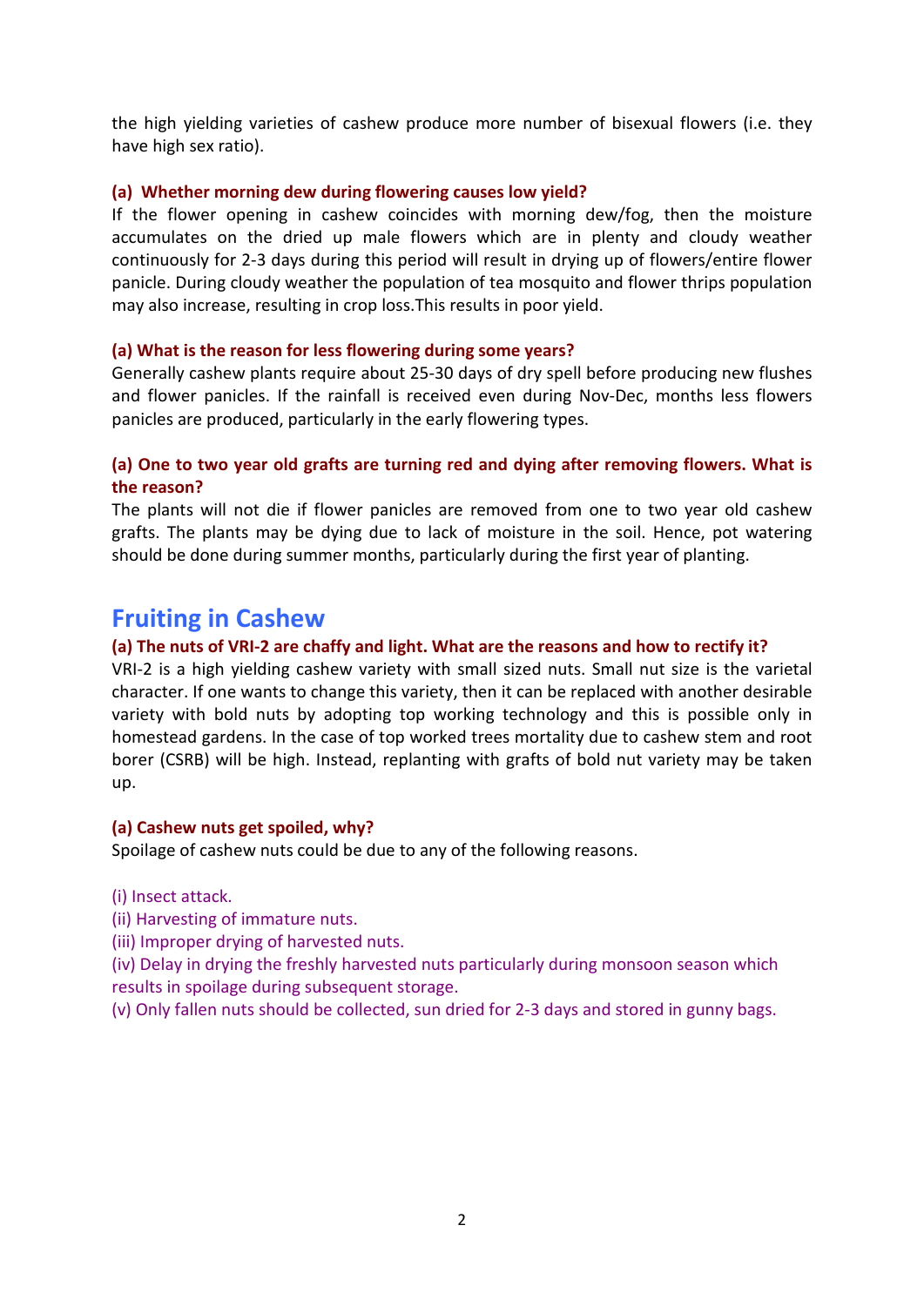the high yielding varieties of cashew produce more number of bisexual flowers (i.e. they have high sex ratio).

**(a) Whether morning dew during flowering causes low yield?**

If the flower opening in cashew coincides with morning dew/fog, then the moisture accumulates on the dried up male flowers which are in plenty and cloudy weather continuously for 2-3 days during this period will result in drying up of flowers/entire flower panicle. During cloudy weather the population of tea mosquito and flower thrips population may also increase, resulting in crop loss.This results in poor yield.

**(a) What is the reason for less flowering during some years?**

Generally cashew plants require about 25-30 days of dry spell before producing new flushes and flower panicles. If the rainfall is received even during Nov-Dec, months less flowers panicles are produced, particularly in the early flowering types.

**(a) One to two year old grafts are turning red and dying after removing flowers. What is the reason?**

The plants will not die if flower panicles are removed from one to two year old cashew grafts. The plants may be dying due to lack of moisture in the soil. Hence, pot watering should be done during summer months, particularly during the first year of planting.

## Fruiting in Cashew

**(a) The nuts of VRI-2 are chaffy and light. What are the reasons and how to rectify it?**

VRI-2 is a high yielding cashew variety with small sized nuts. Small nut size is the varietal character. If one wants to change this variety, then it can be replaced with another desirable variety with bold nuts by adopting top working technology and this is possible only in homestead gardens. In the case of top worked trees mortality due to cashew stem and root borer (CSRB) will be high. Instead, replanting with grafts of bold nut variety may be taken up.

**(a) Cashew nuts get spoiled, why?**

Spoilage of cashew nuts could be due to any of the following reasons.

(i) Insect attack.
(ii) Harvesting of immature nuts.
(iii) Improper drying of harvested nuts.
(iv) Delay in drying the freshly harvested nuts particularly during monsoon season which results in spoilage during subsequent storage.
(v) Only fallen nuts should be collected, sun dried for 2-3 days and stored in gunny bags.